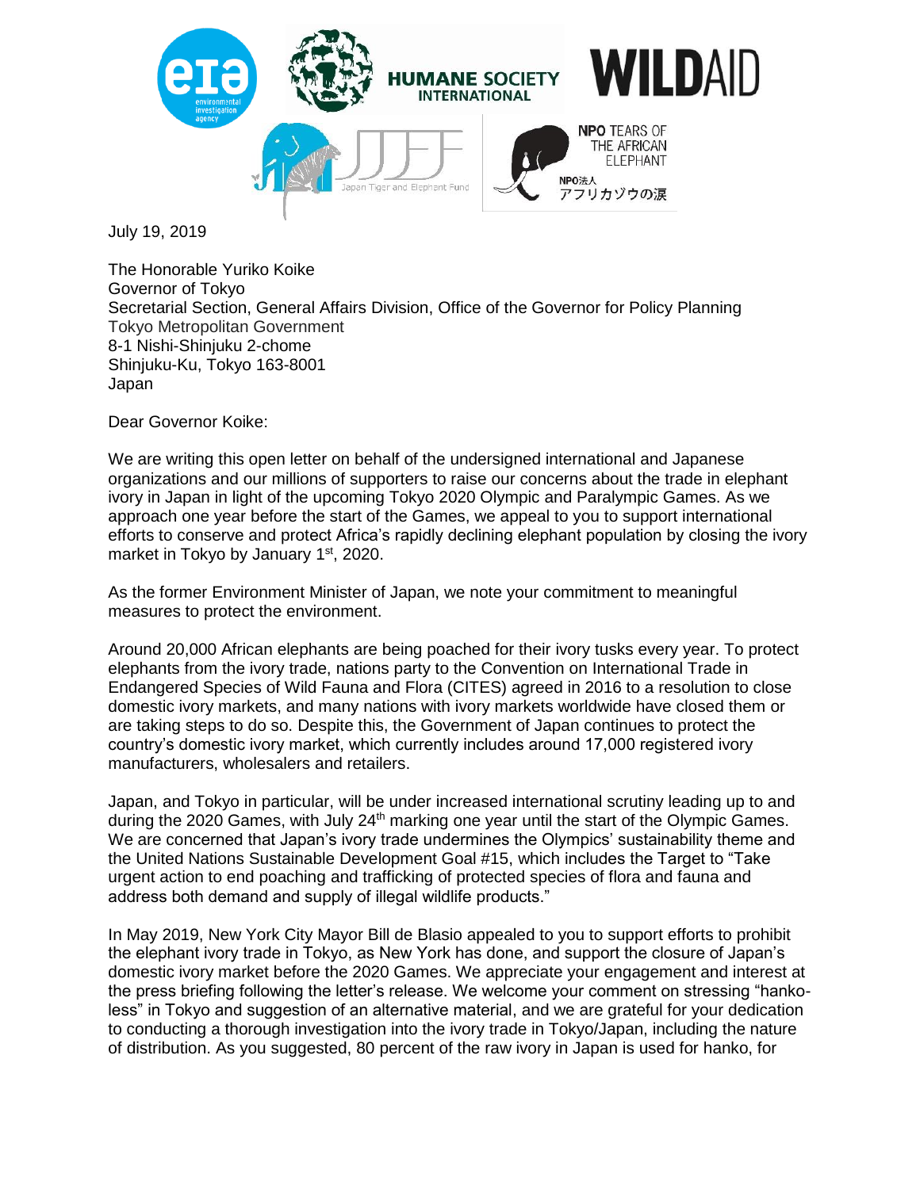July 19, 2019

The Honorable Yuriko Koike
Governor of Tokyo
Secretarial Section, General Affairs Division, Office of the Governor for Policy Planning
Tokyo Metropolitan Government
8-1 Nishi-Shinjuku 2-chome
Shinjuku-Ku, Tokyo 163-8001
Japan

Dear Governor Koike:

We are writing this open letter on behalf of the undersigned international and Japanese organizations and our millions of supporters to raise our concerns about the trade in elephant ivory in Japan in light of the upcoming Tokyo 2020 Olympic and Paralympic Games. As we approach one year before the start of the Games, we appeal to you to support international efforts to conserve and protect Africa's rapidly declining elephant population by closing the ivory market in Tokyo by January 1st, 2020.

As the former Environment Minister of Japan, we note your commitment to meaningful measures to protect the environment.

Around 20,000 African elephants are being poached for their ivory tusks every year. To protect elephants from the ivory trade, nations party to the Convention on International Trade in Endangered Species of Wild Fauna and Flora (CITES) agreed in 2016 to a resolution to close domestic ivory markets, and many nations with ivory markets worldwide have closed them or are taking steps to do so. Despite this, the Government of Japan continues to protect the country's domestic ivory market, which currently includes around 17,000 registered ivory manufacturers, wholesalers and retailers.

Japan, and Tokyo in particular, will be under increased international scrutiny leading up to and during the 2020 Games, with July 24th marking one year until the start of the Olympic Games. We are concerned that Japan's ivory trade undermines the Olympics' sustainability theme and the United Nations Sustainable Development Goal #15, which includes the Target to "Take urgent action to end poaching and trafficking of protected species of flora and fauna and address both demand and supply of illegal wildlife products."

In May 2019, New York City Mayor Bill de Blasio appealed to you to support efforts to prohibit the elephant ivory trade in Tokyo, as New York has done, and support the closure of Japan's domestic ivory market before the 2020 Games. We appreciate your engagement and interest at the press briefing following the letter's release. We welcome your comment on stressing "hanko-less" in Tokyo and suggestion of an alternative material, and we are grateful for your dedication to conducting a thorough investigation into the ivory trade in Tokyo/Japan, including the nature of distribution. As you suggested, 80 percent of the raw ivory in Japan is used for hanko, for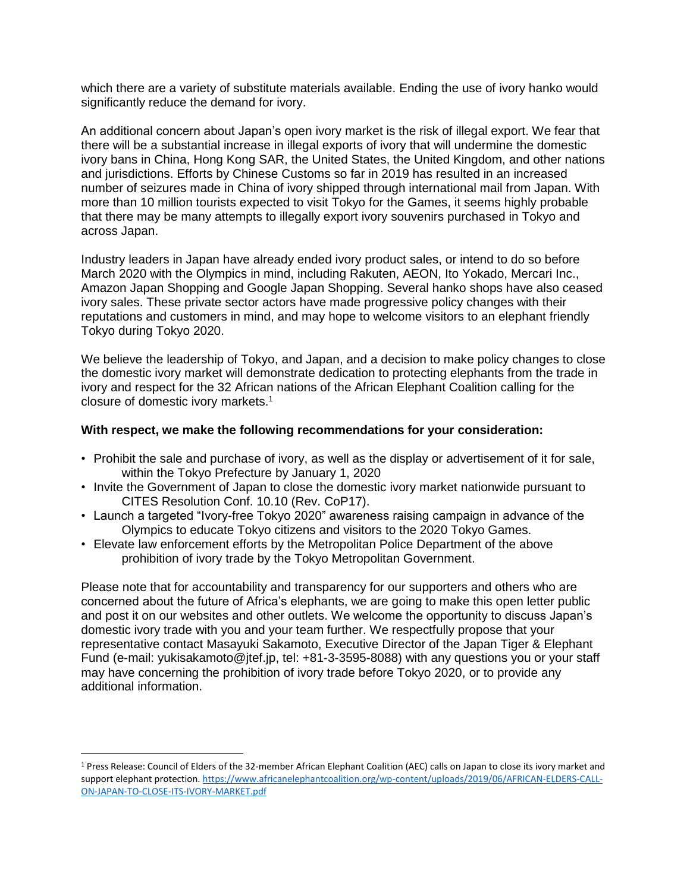which there are a variety of substitute materials available. Ending the use of ivory hanko would significantly reduce the demand for ivory.

An additional concern about Japan's open ivory market is the risk of illegal export. We fear that there will be a substantial increase in illegal exports of ivory that will undermine the domestic ivory bans in China, Hong Kong SAR, the United States, the United Kingdom, and other nations and jurisdictions. Efforts by Chinese Customs so far in 2019 has resulted in an increased number of seizures made in China of ivory shipped through international mail from Japan. With more than 10 million tourists expected to visit Tokyo for the Games, it seems highly probable that there may be many attempts to illegally export ivory souvenirs purchased in Tokyo and across Japan.

Industry leaders in Japan have already ended ivory product sales, or intend to do so before March 2020 with the Olympics in mind, including Rakuten, AEON, Ito Yokado, Mercari Inc., Amazon Japan Shopping and Google Japan Shopping. Several hanko shops have also ceased ivory sales. These private sector actors have made progressive policy changes with their reputations and customers in mind, and may hope to welcome visitors to an elephant friendly Tokyo during Tokyo 2020.

We believe the leadership of Tokyo, and Japan, and a decision to make policy changes to close the domestic ivory market will demonstrate dedication to protecting elephants from the trade in ivory and respect for the 32 African nations of the African Elephant Coalition calling for the closure of domestic ivory markets.[1]

**With respect, we make the following recommendations for your consideration:**

- Prohibit the sale and purchase of ivory, as well as the display or advertisement of it for sale, within the Tokyo Prefecture by January 1, 2020
- Invite the Government of Japan to close the domestic ivory market nationwide pursuant to CITES Resolution Conf. 10.10 (Rev. CoP17).
- Launch a targeted "Ivory-free Tokyo 2020" awareness raising campaign in advance of the Olympics to educate Tokyo citizens and visitors to the 2020 Tokyo Games.
- Elevate law enforcement efforts by the Metropolitan Police Department of the above prohibition of ivory trade by the Tokyo Metropolitan Government.

Please note that for accountability and transparency for our supporters and others who are concerned about the future of Africa's elephants, we are going to make this open letter public and post it on our websites and other outlets. We welcome the opportunity to discuss Japan's domestic ivory trade with you and your team further. We respectfully propose that your representative contact Masayuki Sakamoto, Executive Director of the Japan Tiger & Elephant Fund (e-mail: yukisakamoto@jtef.jp, tel: +81-3-3595-8088) with any questions you or your staff may have concerning the prohibition of ivory trade before Tokyo 2020, or to provide any additional information.

---

[1] Press Release: Council of Elders of the 32-member African Elephant Coalition (AEC) calls on Japan to close its ivory market and support elephant protection. https://www.africanelephantcoalition.org/wp-content/uploads/2019/06/AFRICAN-ELDERS-CALL-ON-JAPAN-TO-CLOSE-ITS-IVORY-MARKET.pdf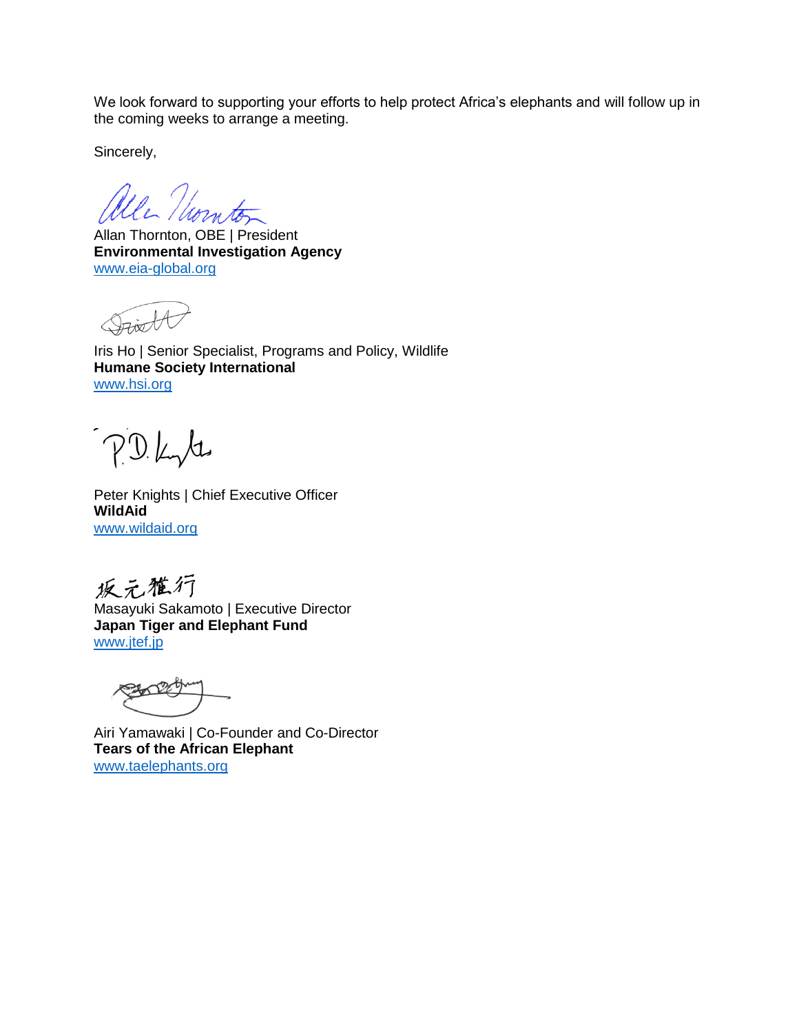We look forward to supporting your efforts to help protect Africa's elephants and will follow up in the coming weeks to arrange a meeting.

Sincerely,

Allan Thornton, OBE | President
**Environmental Investigation Agency**
www.eia-global.org

Iris Ho | Senior Specialist, Programs and Policy, Wildlife
**Humane Society International**
www.hsi.org

Peter Knights | Chief Executive Officer
**WildAid**
www.wildaid.org

坂元雅行

Masayuki Sakamoto | Executive Director
**Japan Tiger and Elephant Fund**
www.jtef.jp

Airi Yamawaki | Co-Founder and Co-Director
**Tears of the African Elephant**
www.taelephants.org